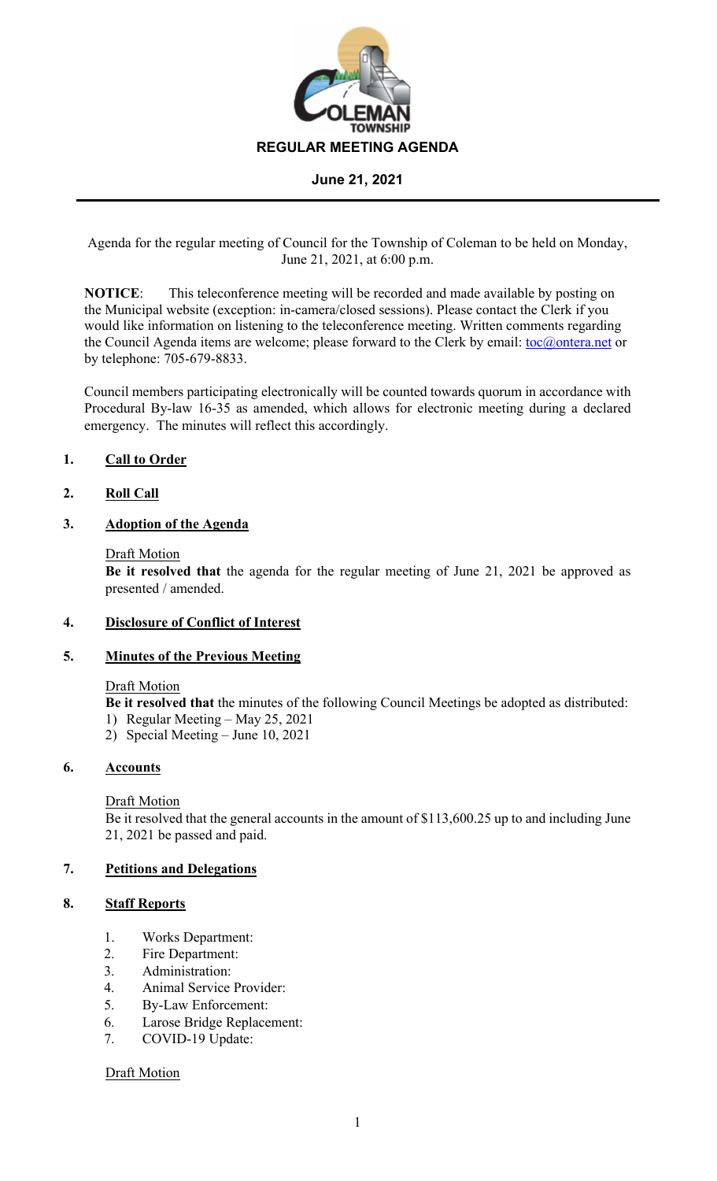COLEMAN TOWNSHIP

# REGULAR MEETING AGENDA

**June 21, 2021**

Agenda for the regular meeting of Council for the Township of Coleman to be held on Monday, June 21, 2021, at 6:00 p.m.

**NOTICE**: This teleconference meeting will be recorded and made available by posting on the Municipal website (exception: in-camera/closed sessions). Please contact the Clerk if you would like information on listening to the teleconference meeting. Written comments regarding the Council Agenda items are welcome; please forward to the Clerk by email: toc@ontera.net or by telephone: 705-679-8833.

Council members participating electronically will be counted towards quorum in accordance with Procedural By-law 16-35 as amended, which allows for electronic meeting during a declared emergency. The minutes will reflect this accordingly.

**1. Call to Order**

**2. Roll Call**

**3. Adoption of the Agenda**

Draft Motion
**Be it resolved that** the agenda for the regular meeting of June 21, 2021 be approved as presented / amended.

**4. Disclosure of Conflict of Interest**

**5. Minutes of the Previous Meeting**

Draft Motion
**Be it resolved that** the minutes of the following Council Meetings be adopted as distributed:
1) Regular Meeting – May 25, 2021
2) Special Meeting – June 10, 2021

**6. Accounts**

Draft Motion
Be it resolved that the general accounts in the amount of $113,600.25 up to and including June 21, 2021 be passed and paid.

**7. Petitions and Delegations**

**8. Staff Reports**

1. Works Department:
2. Fire Department:
3. Administration:
4. Animal Service Provider:
5. By-Law Enforcement:
6. Larose Bridge Replacement:
7. COVID-19 Update:

Draft Motion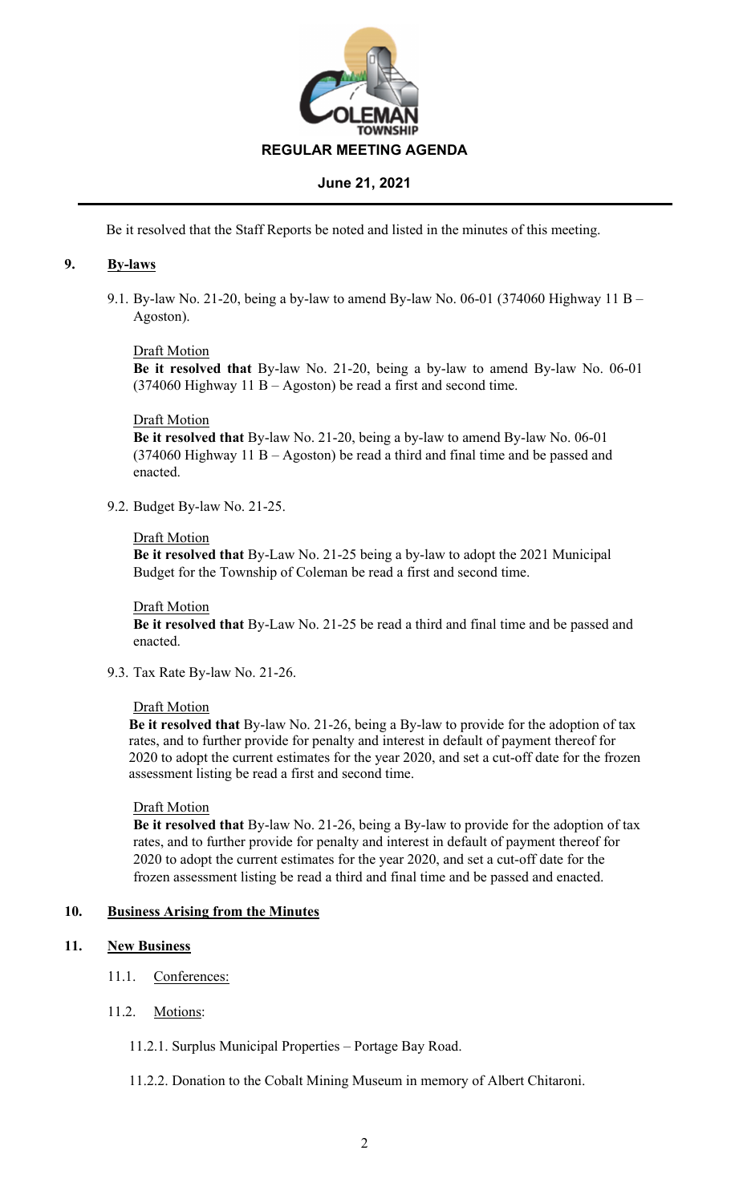Be it resolved that the Staff Reports be noted and listed in the minutes of this meeting.

## 9. By-laws

9.1. By-law No. 21-20, being a by-law to amend By-law No. 06-01 (374060 Highway 11 B – Agoston).

Draft Motion
**Be it resolved that** By-law No. 21-20, being a by-law to amend By-law No. 06-01 (374060 Highway 11 B – Agoston) be read a first and second time.

Draft Motion
**Be it resolved that** By-law No. 21-20, being a by-law to amend By-law No. 06-01 (374060 Highway 11 B – Agoston) be read a third and final time and be passed and enacted.

9.2. Budget By-law No. 21-25.

Draft Motion
**Be it resolved that** By-Law No. 21-25 being a by-law to adopt the 2021 Municipal Budget for the Township of Coleman be read a first and second time.

Draft Motion
**Be it resolved that** By-Law No. 21-25 be read a third and final time and be passed and enacted.

9.3. Tax Rate By-law No. 21-26.

Draft Motion
**Be it resolved that** By-law No. 21-26, being a By-law to provide for the adoption of tax rates, and to further provide for penalty and interest in default of payment thereof for 2020 to adopt the current estimates for the year 2020, and set a cut-off date for the frozen assessment listing be read a first and second time.

Draft Motion
**Be it resolved that** By-law No. 21-26, being a By-law to provide for the adoption of tax rates, and to further provide for penalty and interest in default of payment thereof for 2020 to adopt the current estimates for the year 2020, and set a cut-off date for the frozen assessment listing be read a third and final time and be passed and enacted.

## 10. Business Arising from the Minutes

## 11. New Business

11.1. Conferences:

11.2. Motions:

11.2.1. Surplus Municipal Properties – Portage Bay Road.

11.2.2. Donation to the Cobalt Mining Museum in memory of Albert Chitaroni.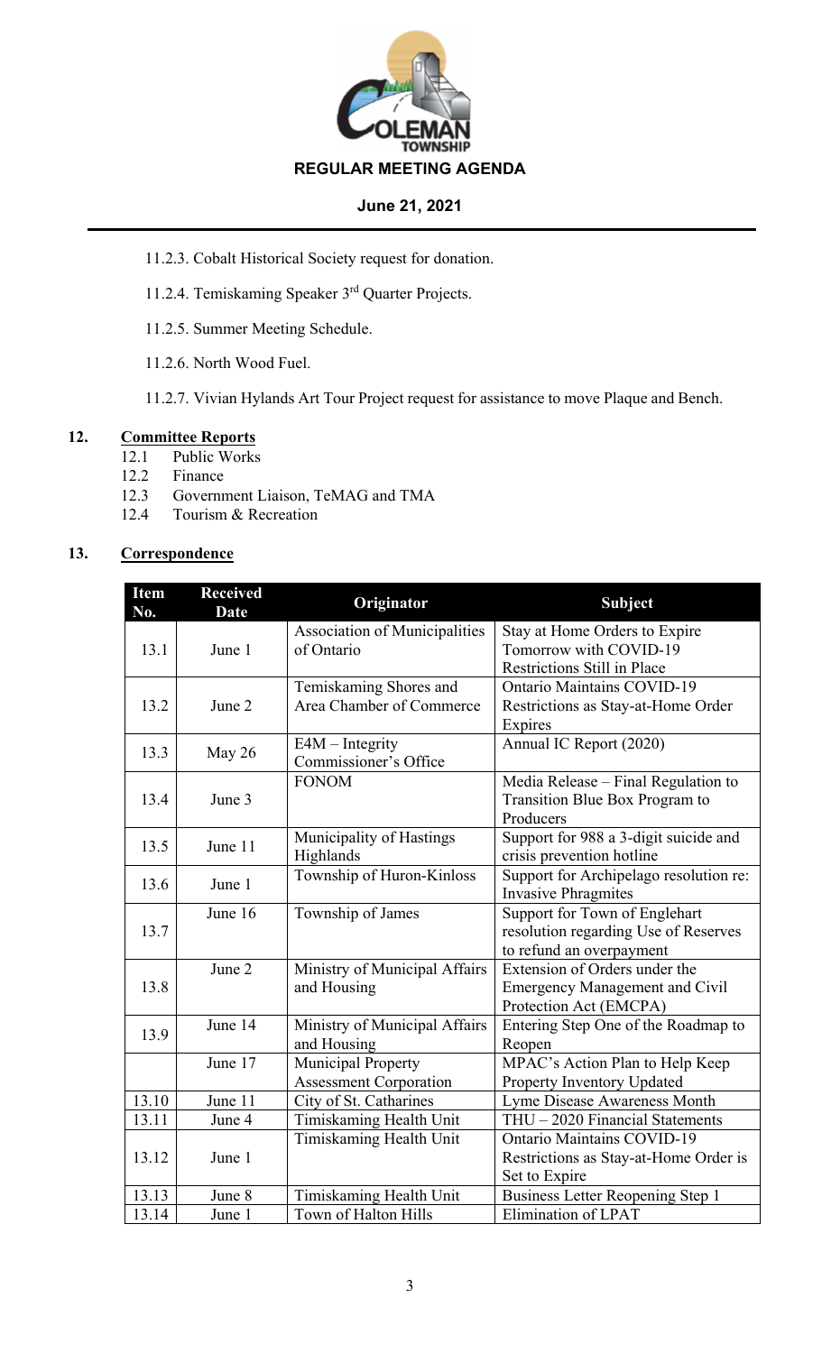COLEMAN TOWNSHIP

**REGULAR MEETING AGENDA**

**June 21, 2021**

11.2.3. Cobalt Historical Society request for donation.

11.2.4. Temiskaming Speaker 3rd Quarter Projects.

11.2.5. Summer Meeting Schedule.

11.2.6. North Wood Fuel.

11.2.7. Vivian Hylands Art Tour Project request for assistance to move Plaque and Bench.

## 12. Committee Reports

12.1 Public Works
12.2 Finance
12.3 Government Liaison, TeMAG and TMA
12.4 Tourism & Recreation

## 13. Correspondence

| Item No. | Received Date | Originator | Subject |
|---|---|---|---|
| 13.1 | June 1 | Association of Municipalities of Ontario | Stay at Home Orders to Expire Tomorrow with COVID-19 Restrictions Still in Place |
| 13.2 | June 2 | Temiskaming Shores and Area Chamber of Commerce | Ontario Maintains COVID-19 Restrictions as Stay-at-Home Order Expires |
| 13.3 | May 26 | E4M – Integrity Commissioner's Office | Annual IC Report (2020) |
| 13.4 | June 3 | FONOM | Media Release – Final Regulation to Transition Blue Box Program to Producers |
| 13.5 | June 11 | Municipality of Hastings Highlands | Support for 988 a 3-digit suicide and crisis prevention hotline |
| 13.6 | June 1 | Township of Huron-Kinloss | Support for Archipelago resolution re: Invasive Phragmites |
| 13.7 | June 16 | Township of James | Support for Town of Englehart resolution regarding Use of Reserves to refund an overpayment |
| 13.8 | June 2 | Ministry of Municipal Affairs and Housing | Extension of Orders under the Emergency Management and Civil Protection Act (EMCPA) |
| 13.9 | June 14 | Ministry of Municipal Affairs and Housing | Entering Step One of the Roadmap to Reopen |
| | June 17 | Municipal Property Assessment Corporation | MPAC's Action Plan to Help Keep Property Inventory Updated |
| 13.10 | June 11 | City of St. Catharines | Lyme Disease Awareness Month |
| 13.11 | June 4 | Timiskaming Health Unit | THU – 2020 Financial Statements |
| 13.12 | June 1 | Timiskaming Health Unit | Ontario Maintains COVID-19 Restrictions as Stay-at-Home Order is Set to Expire |
| 13.13 | June 8 | Timiskaming Health Unit | Business Letter Reopening Step 1 |
| 13.14 | June 1 | Town of Halton Hills | Elimination of LPAT |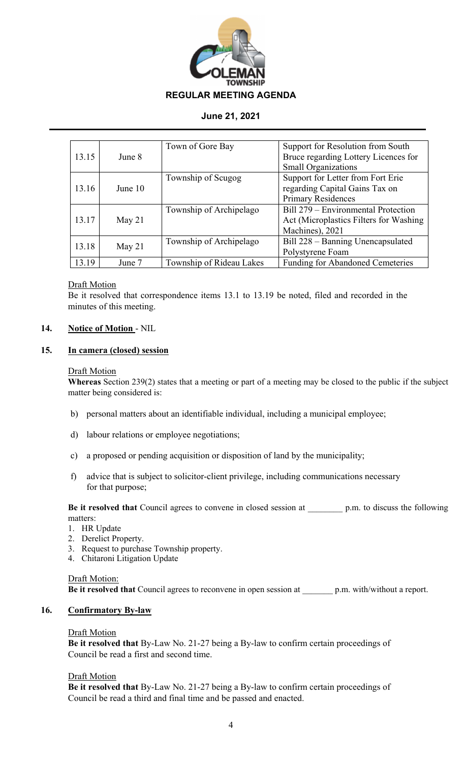| | | | |
|---|---|---|---|
| 13.15 | June 8 | Town of Gore Bay | Support for Resolution from South Bruce regarding Lottery Licences for Small Organizations |
| 13.16 | June 10 | Township of Scugog | Support for Letter from Fort Erie regarding Capital Gains Tax on Primary Residences |
| 13.17 | May 21 | Township of Archipelago | Bill 279 – Environmental Protection Act (Microplastics Filters for Washing Machines), 2021 |
| 13.18 | May 21 | Township of Archipelago | Bill 228 – Banning Unencapsulated Polystyrene Foam |
| 13.19 | June 7 | Township of Rideau Lakes | Funding for Abandoned Cemeteries |

Draft Motion

Be it resolved that correspondence items 13.1 to 13.19 be noted, filed and recorded in the minutes of this meeting.

## 14. Notice of Motion - NIL

## 15. In camera (closed) session

Draft Motion

**Whereas** Section 239(2) states that a meeting or part of a meeting may be closed to the public if the subject matter being considered is:

b) personal matters about an identifiable individual, including a municipal employee;

d) labour relations or employee negotiations;

c) a proposed or pending acquisition or disposition of land by the municipality;

f) advice that is subject to solicitor-client privilege, including communications necessary for that purpose;

**Be it resolved that** Council agrees to convene in closed session at ________ p.m. to discuss the following matters:

1. HR Update
2. Derelict Property.
3. Request to purchase Township property.
4. Chitaroni Litigation Update

Draft Motion:

**Be it resolved that** Council agrees to reconvene in open session at _______ p.m. with/without a report.

## 16. Confirmatory By-law

Draft Motion

**Be it resolved that** By-Law No. 21-27 being a By-law to confirm certain proceedings of Council be read a first and second time.

Draft Motion

**Be it resolved that** By-Law No. 21-27 being a By-law to confirm certain proceedings of Council be read a third and final time and be passed and enacted.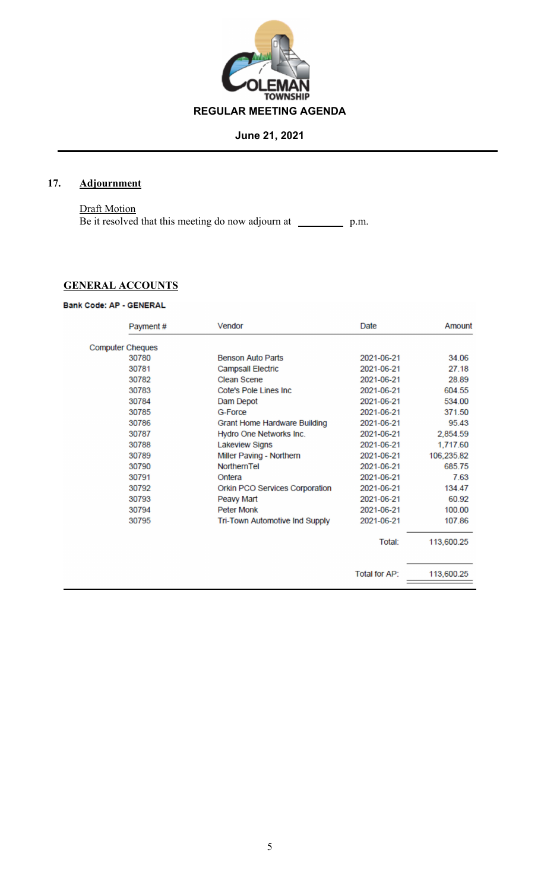COLEMAN TOWNSHIP

**REGULAR MEETING AGENDA**

**June 21, 2021**

## 17. Adjournment

Draft Motion

Be it resolved that this meeting do now adjourn at ________ p.m.

## GENERAL ACCOUNTS

**Bank Code: AP - GENERAL**

| Payment # | Vendor | Date | Amount |
|---|---|---|---|
| Computer Cheques | | | |
| 30780 | Benson Auto Parts | 2021-06-21 | 34.06 |
| 30781 | Campsall Electric | 2021-06-21 | 27.18 |
| 30782 | Clean Scene | 2021-06-21 | 28.89 |
| 30783 | Cote's Pole Lines Inc | 2021-06-21 | 604.55 |
| 30784 | Dam Depot | 2021-06-21 | 534.00 |
| 30785 | G-Force | 2021-06-21 | 371.50 |
| 30786 | Grant Home Hardware Building | 2021-06-21 | 95.43 |
| 30787 | Hydro One Networks Inc. | 2021-06-21 | 2,854.59 |
| 30788 | Lakeview Signs | 2021-06-21 | 1,717.60 |
| 30789 | Miller Paving - Northern | 2021-06-21 | 106,235.82 |
| 30790 | NorthernTel | 2021-06-21 | 685.75 |
| 30791 | Ontera | 2021-06-21 | 7.63 |
| 30792 | Orkin PCO Services Corporation | 2021-06-21 | 134.47 |
| 30793 | Peavy Mart | 2021-06-21 | 60.92 |
| 30794 | Peter Monk | 2021-06-21 | 100.00 |
| 30795 | Tri-Town Automotive Ind Supply | 2021-06-21 | 107.86 |
| | | Total: | 113,600.25 |
| | | Total for AP: | 113,600.25 |